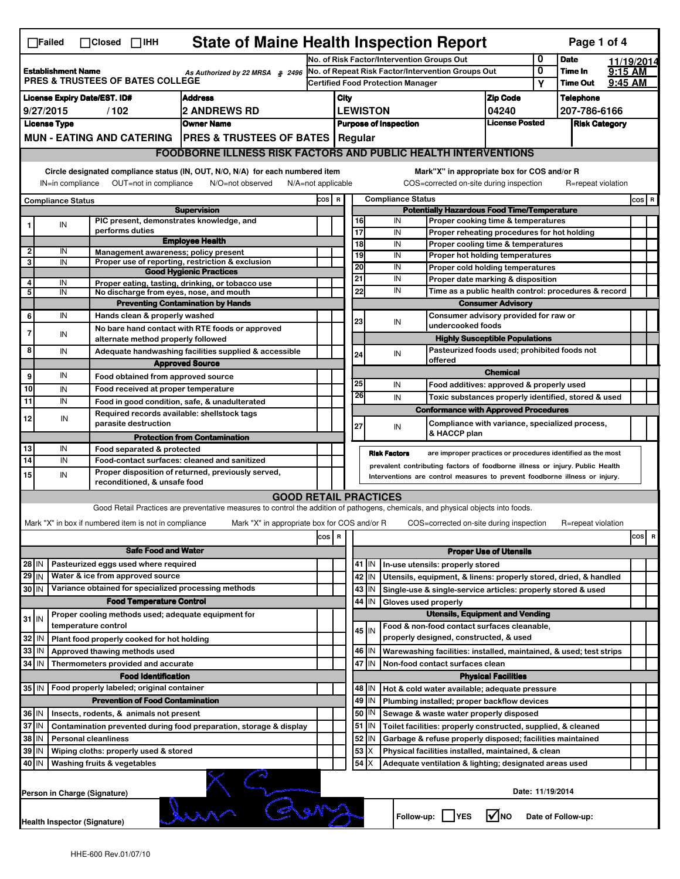☐Failed ☐Closed ☐IHH

# State of Maine Health Inspection Report

| | | | |
|---|---|---|---|
| **Establishment Name** PRES & TRUSTEES OF BATES COLLEGE | As Authorized by 22 MRSA § 2496 | No. of Risk Factor/Intervention Groups Out: 0 | **Date** 11/19/2014 |
| | | No. of Repeat Risk Factor/Intervention Groups Out: 0 | **Time In** 9:15 AM |
| | | Certified Food Protection Manager: Y | **Time Out** 9:45 AM |

| License Expiry Date/EST. ID# | Address | City | Zip Code | Telephone |
|---|---|---|---|---|
| 9/27/2015 / 102 | 2 ANDREWS RD | LEWISTON | 04240 | 207-786-6166 |

| License Type | Owner Name | Purpose of Inspection | License Posted | Risk Category |
|---|---|---|---|---|
| MUN - EATING AND CATERING | PRES & TRUSTEES OF BATES | Regular | | |

## FOODBORNE ILLNESS RISK FACTORS AND PUBLIC HEALTH INTERVENTIONS

Circle designated compliance status (IN, OUT, N/O, N/A) for each numbered item — IN=in compliance OUT=not in compliance N/O=not observed N/A=not applicable

Mark "X" in appropriate box for COS and/or R — COS=corrected on-site during inspection R=repeat violation

| # | Compliance Status | Item | COS | R |
|---|---|---|---|---|
| | | **Supervision** | | |
| 1 | IN | PIC present, demonstrates knowledge, and performs duties | | |
| | | **Employee Health** | | |
| 2 | IN | Management awareness; policy present | | |
| 3 | IN | Proper use of reporting, restriction & exclusion | | |
| | | **Good Hygienic Practices** | | |
| 4 | IN | Proper eating, tasting, drinking, or tobacco use | | |
| 5 | IN | No discharge from eyes, nose, and mouth | | |
| | | **Preventing Contamination by Hands** | | |
| 6 | IN | Hands clean & properly washed | | |
| 7 | IN | No bare hand contact with RTE foods or approved alternate method properly followed | | |
| 8 | IN | Adequate handwashing facilities supplied & accessible | | |
| | | **Approved Source** | | |
| 9 | IN | Food obtained from approved source | | |
| 10 | IN | Food received at proper temperature | | |
| 11 | IN | Food in good condition, safe, & unadulterated | | |
| 12 | IN | Required records available: shellstock tags parasite destruction | | |
| | | **Protection from Contamination** | | |
| 13 | IN | Food separated & protected | | |
| 14 | IN | Food-contact surfaces: cleaned and sanitized | | |
| 15 | IN | Proper disposition of returned, previously served, reconditioned, & unsafe food | | |
| | | **Potentially Hazardous Food Time/Temperature** | | |
| 16 | IN | Proper cooking time & temperatures | | |
| 17 | IN | Proper reheating procedures for hot holding | | |
| 18 | IN | Proper cooling time & temperatures | | |
| 19 | IN | Proper hot holding temperatures | | |
| 20 | IN | Proper cold holding temperatures | | |
| 21 | IN | Proper date marking & disposition | | |
| 22 | IN | Time as a public health control: procedures & record | | |
| | | **Consumer Advisory** | | |
| 23 | IN | Consumer advisory provided for raw or undercooked foods | | |
| | | **Highly Susceptible Populations** | | |
| 24 | IN | Pasteurized foods used; prohibited foods not offered | | |
| | | **Chemical** | | |
| 25 | IN | Food additives: approved & properly used | | |
| 26 | IN | Toxic substances properly identified, stored & used | | |
| | | **Conformance with Approved Procedures** | | |
| 27 | IN | Compliance with variance, specialized process, & HACCP plan | | |

**Risk Factors** are improper practices or procedures identified as the most prevalent contributing factors of foodborne illness or injury. Public Health Interventions are control measures to prevent foodborne illness or injury.

## GOOD RETAIL PRACTICES

Good Retail Practices are preventative measures to control the addition of pathogens, chemicals, and physical objects into foods.

Mark "X" in box if numbered item is not in compliance — Mark "X" in appropriate box for COS and/or R — COS=corrected on-site during inspection R=repeat violation

| # | Status | Item | COS | R |
|---|---|---|---|---|
| | | **Safe Food and Water** | | |
| 28 | IN | Pasteurized eggs used where required | | |
| 29 | IN | Water & ice from approved source | | |
| 30 | IN | Variance obtained for specialized processing methods | | |
| | | **Food Temperature Control** | | |
| 31 | IN | Proper cooling methods used; adequate equipment for temperature control | | |
| 32 | IN | Plant food properly cooked for hot holding | | |
| 33 | IN | Approved thawing methods used | | |
| 34 | IN | Thermometers provided and accurate | | |
| | | **Food Identification** | | |
| 35 | IN | Food properly labeled; original container | | |
| | | **Prevention of Food Contamination** | | |
| 36 | IN | Insects, rodents, & animals not present | | |
| 37 | IN | Contamination prevented during food preparation, storage & display | | |
| 38 | IN | Personal cleanliness | | |
| 39 | IN | Wiping cloths: properly used & stored | | |
| 40 | IN | Washing fruits & vegetables | | |
| | | **Proper Use of Utensils** | | |
| 41 | IN | In-use utensils: properly stored | | |
| 42 | IN | Utensils, equipment, & linens: properly stored, dried, & handled | | |
| 43 | IN | Single-use & single-service articles: properly stored & used | | |
| 44 | IN | Gloves used properly | | |
| | | **Utensils, Equipment and Vending** | | |
| 45 | IN | Food & non-food contact surfaces cleanable, properly designed, constructed, & used | | |
| 46 | IN | Warewashing facilities: installed, maintained, & used; test strips | | |
| 47 | IN | Non-food contact surfaces clean | | |
| | | **Physical Facilities** | | |
| 48 | IN | Hot & cold water available; adequate pressure | | |
| 49 | IN | Plumbing installed; proper backflow devices | | |
| 50 | IN | Sewage & waste water properly disposed | | |
| 51 | IN | Toilet facilities: properly constructed, supplied, & cleaned | | |
| 52 | IN | Garbage & refuse properly disposed; facilities maintained | | |
| 53 | X | Physical facilities installed, maintained, & clean | | |
| 54 | X | Adequate ventilation & lighting; designated areas used | | |

Person in Charge (Signature): [signature]

Date: 11/19/2014

Health Inspector (Signature): [signature]

Follow-up: ☐ YES ☑ NO    Date of Follow-up:

HHE-600 Rev.01/07/10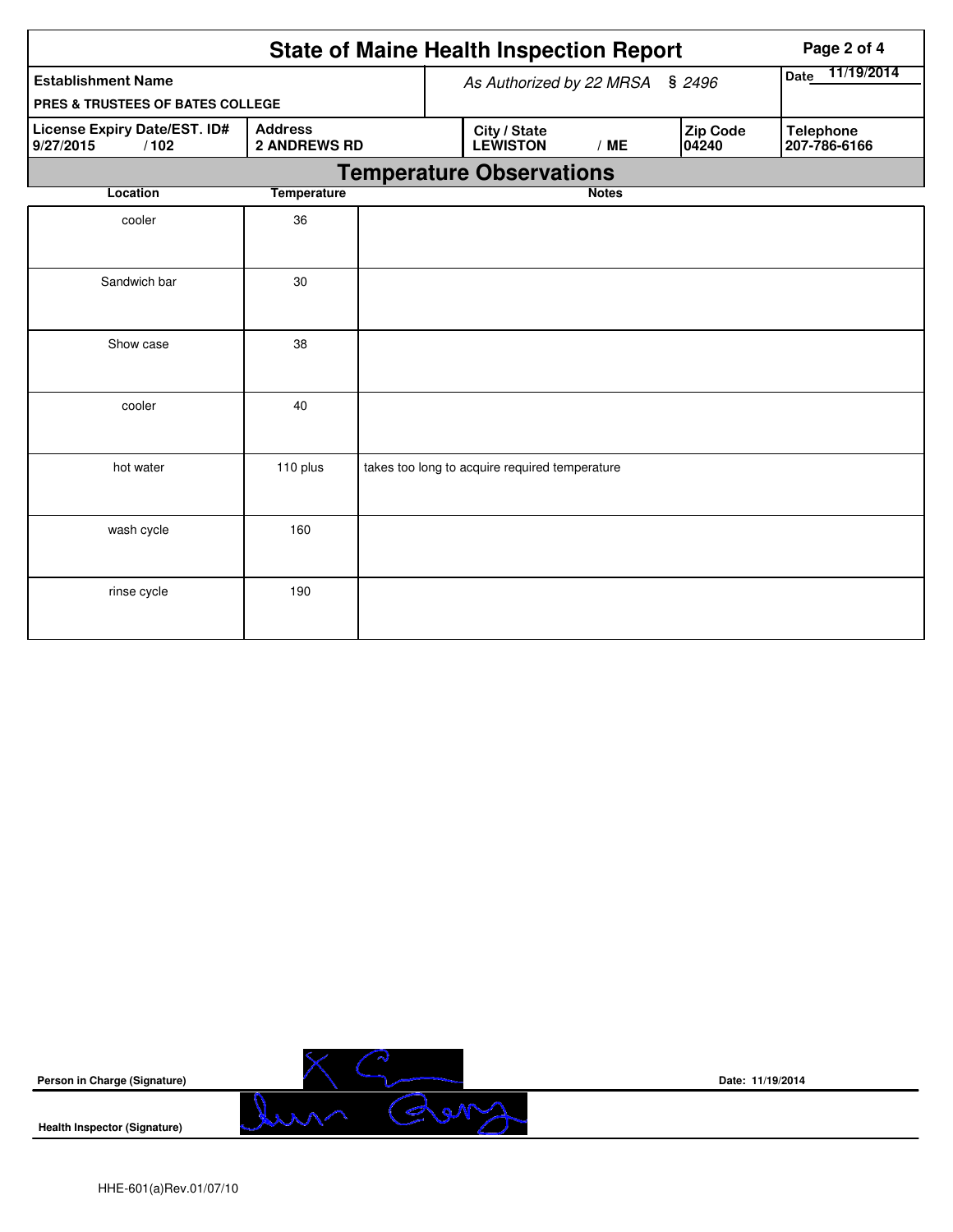# State of Maine Health Inspection Report

| Establishment Name | As Authorized by 22 MRSA § 2496 | Date 11/19/2014 |
|---|---|---|
| PRES & TRUSTEES OF BATES COLLEGE | | |

| License Expiry Date/EST. ID# | Address | City / State | Zip Code | Telephone |
|---|---|---|---|---|
| 9/27/2015 / 102 | 2 ANDREWS RD | LEWISTON / ME | 04240 | 207-786-6166 |

## Temperature Observations

| Location | Temperature | Notes |
|---|---|---|
| cooler | 36 | |
| Sandwich bar | 30 | |
| Show case | 38 | |
| cooler | 40 | |
| hot water | 110 plus | takes too long to acquire required temperature |
| wash cycle | 160 | |
| rinse cycle | 190 | |

**Person in Charge (Signature)**

Date: 11/19/2014

**Health Inspector (Signature)**

HHE-601(a)Rev.01/07/10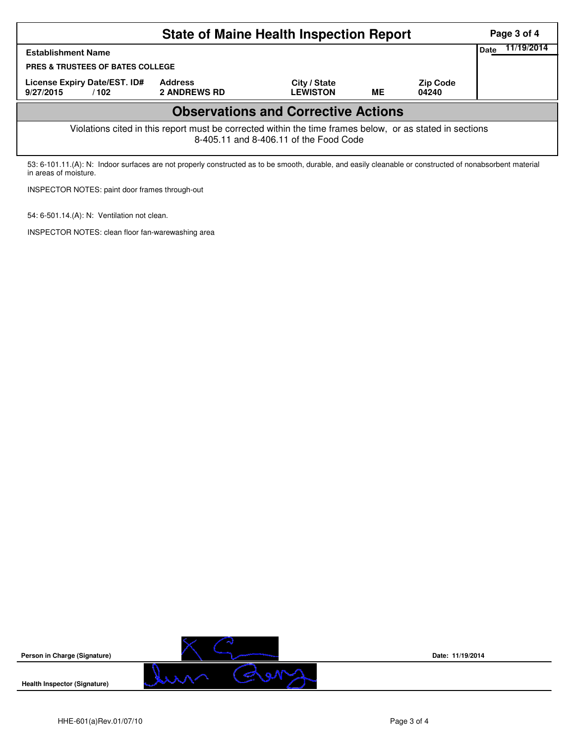# State of Maine Health Inspection Report

| Establishment Name | | | | | Date 11/19/2014 |
|---|---|---|---|---|---|
| PRES & TRUSTEES OF BATES COLLEGE | | | | | |
| License Expiry Date/EST. ID# | Address | City / State | | Zip Code | |
| 9/27/2015 / 102 | 2 ANDREWS RD | LEWISTON | ME | 04240 | |

## Observations and Corrective Actions

Violations cited in this report must be corrected within the time frames below, or as stated in sections 8-405.11 and 8-406.11 of the Food Code

53: 6-101.11.(A): N: Indoor surfaces are not properly constructed as to be smooth, durable, and easily cleanable or constructed of nonabsorbent material in areas of moisture.

INSPECTOR NOTES: paint door frames through-out

54: 6-501.14.(A): N: Ventilation not clean.

INSPECTOR NOTES: clean floor fan-warewashing area

**Person in Charge (Signature)** Date: 11/19/2014

**Health Inspector (Signature)**

HHE-601(a)Rev.01/07/10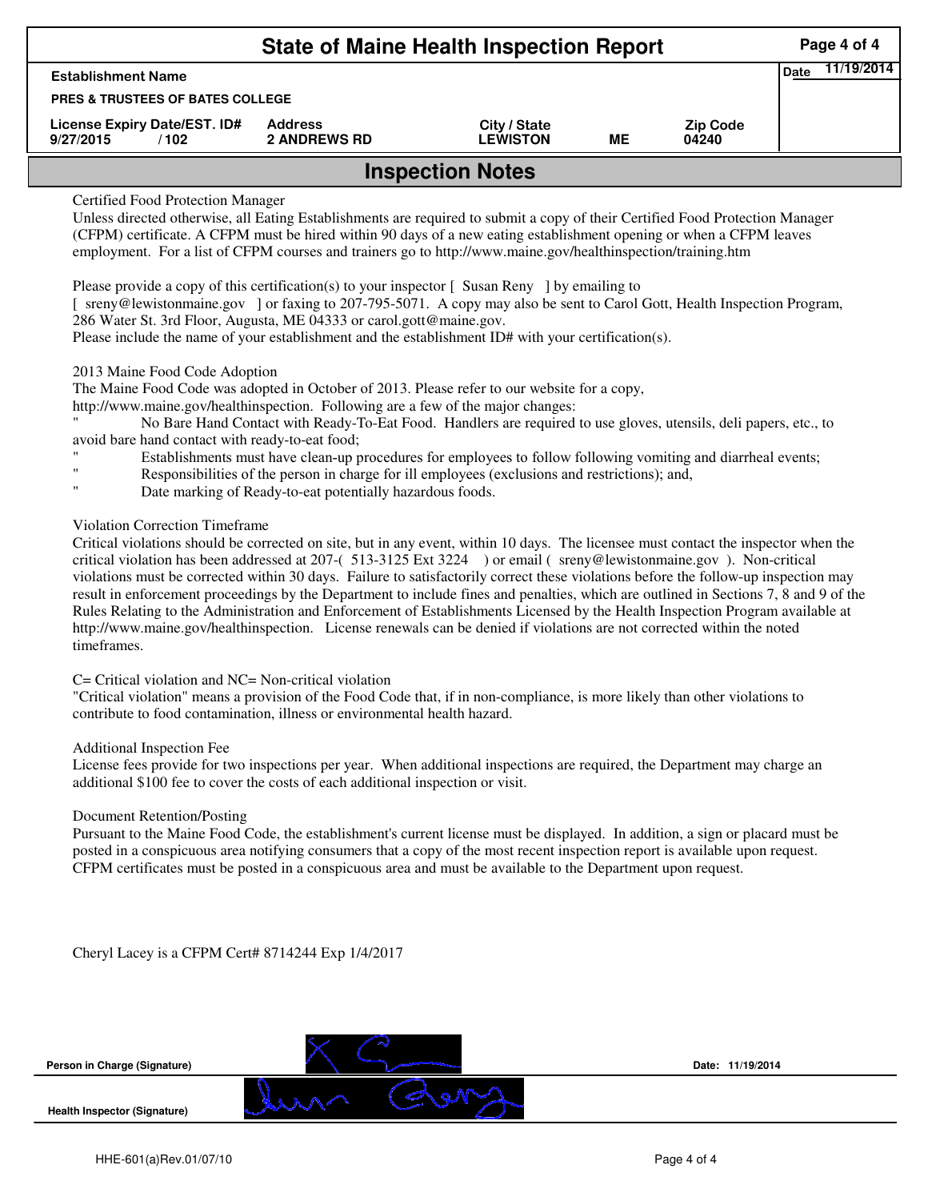# State of Maine Health Inspection Report

| Establishment Name | | | | | Date 11/19/2014 |
|---|---|---|---|---|---|
| PRES & TRUSTEES OF BATES COLLEGE | | | | | |
| License Expiry Date/EST. ID# | Address | City / State | | Zip Code | |
| 9/27/2015 / 102 | 2 ANDREWS RD | LEWISTON | ME | 04240 | |

## Inspection Notes

Certified Food Protection Manager

Unless directed otherwise, all Eating Establishments are required to submit a copy of their Certified Food Protection Manager (CFPM) certificate. A CFPM must be hired within 90 days of a new eating establishment opening or when a CFPM leaves employment. For a list of CFPM courses and trainers go to http://www.maine.gov/healthinspection/training.htm

Please provide a copy of this certification(s) to your inspector [ Susan Reny ] by emailing to [ sreny@lewistonmaine.gov ] or faxing to 207-795-5071. A copy may also be sent to Carol Gott, Health Inspection Program, 286 Water St. 3rd Floor, Augusta, ME 04333 or carol.gott@maine.gov.

Please include the name of your establishment and the establishment ID# with your certification(s).

2013 Maine Food Code Adoption

The Maine Food Code was adopted in October of 2013. Please refer to our website for a copy, http://www.maine.gov/healthinspection. Following are a few of the major changes:

" No Bare Hand Contact with Ready-To-Eat Food. Handlers are required to use gloves, utensils, deli papers, etc., to avoid bare hand contact with ready-to-eat food;

" Establishments must have clean-up procedures for employees to follow following vomiting and diarrheal events;

" Responsibilities of the person in charge for ill employees (exclusions and restrictions); and,

" Date marking of Ready-to-eat potentially hazardous foods.

Violation Correction Timeframe

Critical violations should be corrected on site, but in any event, within 10 days. The licensee must contact the inspector when the critical violation has been addressed at 207-( 513-3125 Ext 3224 ) or email ( sreny@lewistonmaine.gov ). Non-critical violations must be corrected within 30 days. Failure to satisfactorily correct these violations before the follow-up inspection may result in enforcement proceedings by the Department to include fines and penalties, which are outlined in Sections 7, 8 and 9 of the Rules Relating to the Administration and Enforcement of Establishments Licensed by the Health Inspection Program available at http://www.maine.gov/healthinspection. License renewals can be denied if violations are not corrected within the noted timeframes.

C= Critical violation and NC= Non-critical violation

"Critical violation" means a provision of the Food Code that, if in non-compliance, is more likely than other violations to contribute to food contamination, illness or environmental health hazard.

Additional Inspection Fee

License fees provide for two inspections per year. When additional inspections are required, the Department may charge an additional $100 fee to cover the costs of each additional inspection or visit.

Document Retention/Posting

Pursuant to the Maine Food Code, the establishment's current license must be displayed. In addition, a sign or placard must be posted in a conspicuous area notifying consumers that a copy of the most recent inspection report is available upon request. CFPM certificates must be posted in a conspicuous area and must be available to the Department upon request.

Cheryl Lacey is a CFPM Cert# 8714244 Exp 1/4/2017

Person in Charge (Signature) Date: 11/19/2014

Health Inspector (Signature)

HHE-601(a)Rev.01/07/10